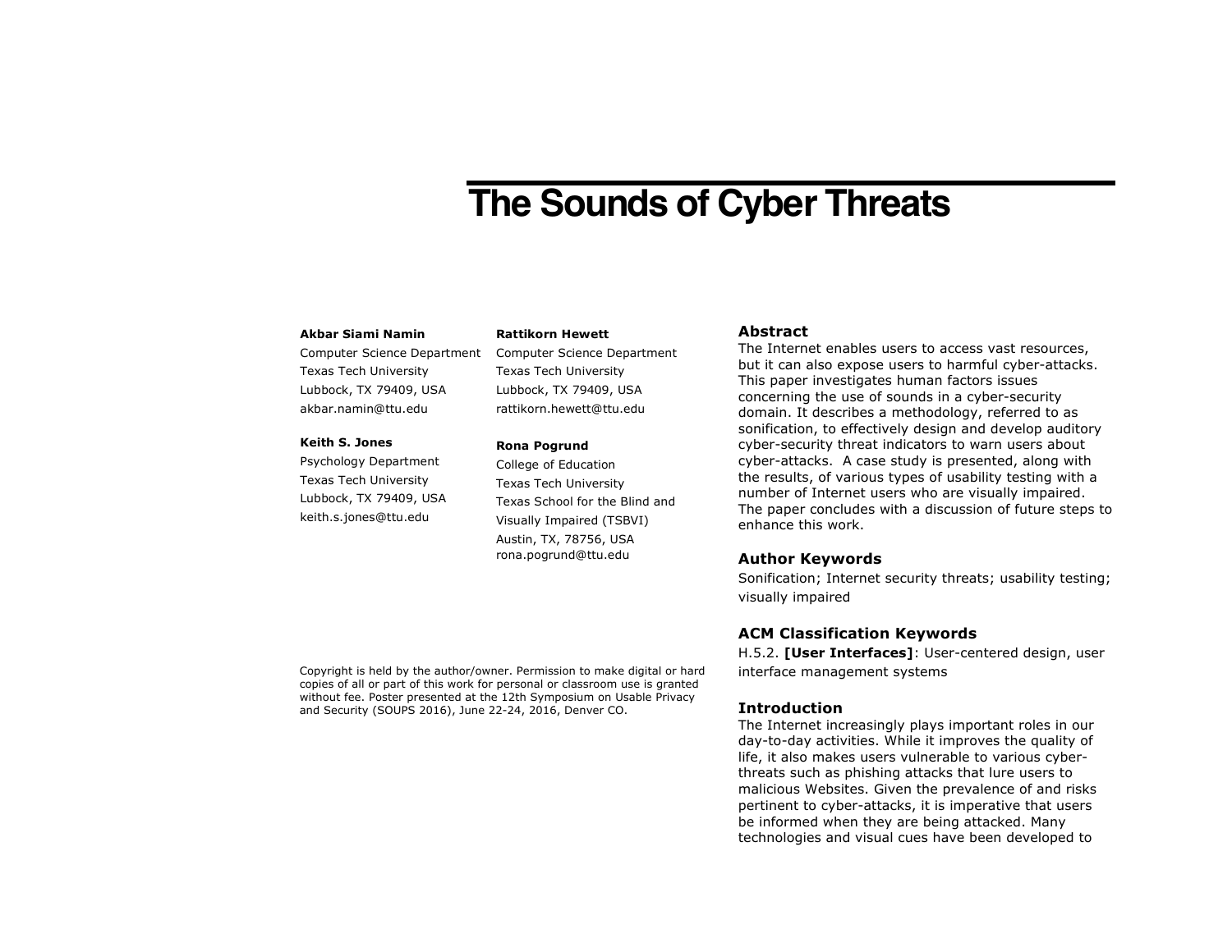# The Sounds of Cyber Threats

**Akbar Siami Namin**
Computer Science Department
Texas Tech University
Lubbock, TX 79409, USA
akbar.namin@ttu.edu

**Rattikorn Hewett**
Computer Science Department
Texas Tech University
Lubbock, TX 79409, USA
rattikorn.hewett@ttu.edu

**Keith S. Jones**
Psychology Department
Texas Tech University
Lubbock, TX 79409, USA
keith.s.jones@ttu.edu

**Rona Pogrund**
College of Education
Texas Tech University
Texas School for the Blind and Visually Impaired (TSBVI)
Austin, TX, 78756, USA
rona.pogrund@ttu.edu

Copyright is held by the author/owner. Permission to make digital or hard copies of all or part of this work for personal or classroom use is granted without fee. Poster presented at the 12th Symposium on Usable Privacy and Security (SOUPS 2016), June 22-24, 2016, Denver CO.

## Abstract

The Internet enables users to access vast resources, but it can also expose users to harmful cyber-attacks. This paper investigates human factors issues concerning the use of sounds in a cyber-security domain. It describes a methodology, referred to as sonification, to effectively design and develop auditory cyber-security threat indicators to warn users about cyber-attacks. A case study is presented, along with the results, of various types of usability testing with a number of Internet users who are visually impaired. The paper concludes with a discussion of future steps to enhance this work.

## Author Keywords

Sonification; Internet security threats; usability testing; visually impaired

## ACM Classification Keywords

H.5.2. **[User Interfaces]**: User-centered design, user interface management systems

## Introduction

The Internet increasingly plays important roles in our day-to-day activities. While it improves the quality of life, it also makes users vulnerable to various cyber-threats such as phishing attacks that lure users to malicious Websites. Given the prevalence of and risks pertinent to cyber-attacks, it is imperative that users be informed when they are being attacked. Many technologies and visual cues have been developed to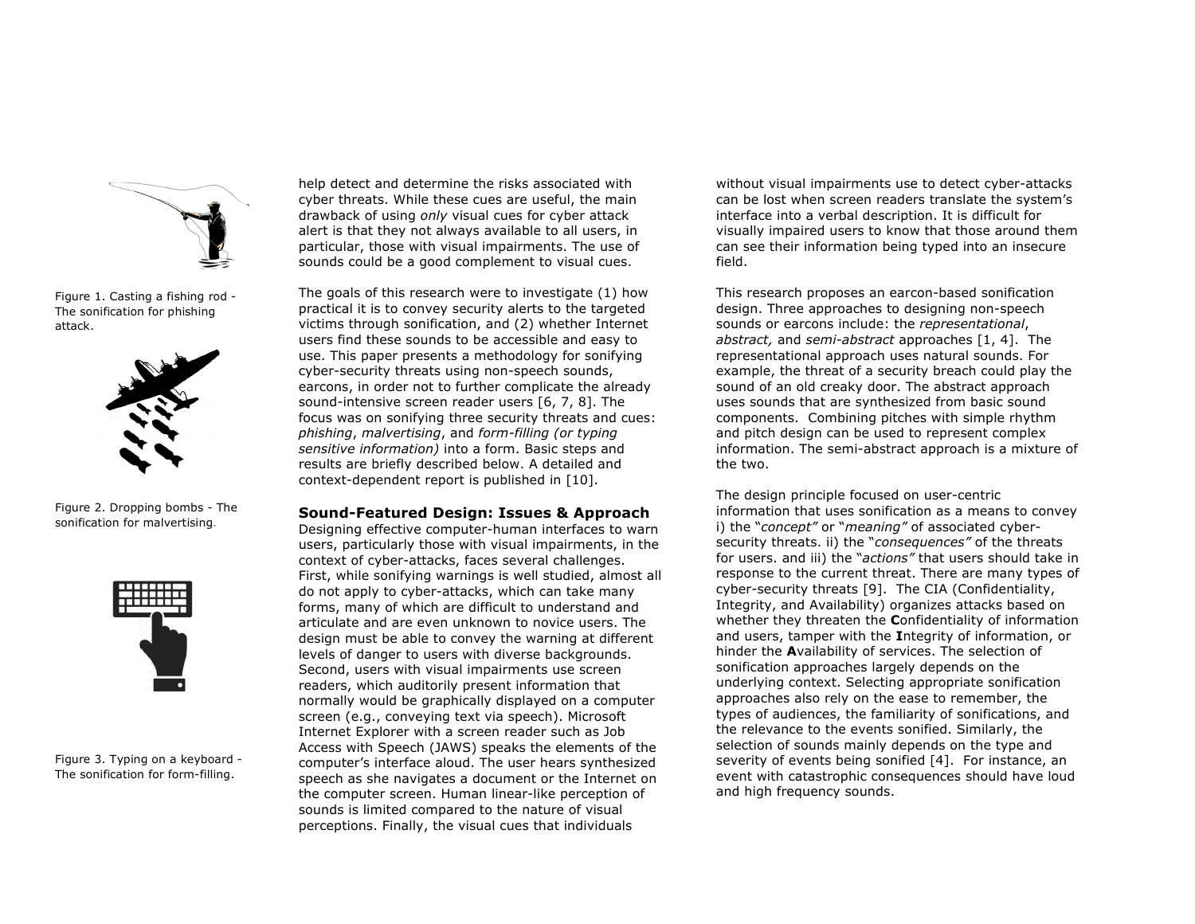Figure 1. Casting a fishing rod - The sonification for phishing attack.

Figure 2. Dropping bombs - The sonification for malvertising.

Figure 3. Typing on a keyboard - The sonification for form-filling.

help detect and determine the risks associated with cyber threats. While these cues are useful, the main drawback of using *only* visual cues for cyber attack alert is that they not always available to all users, in particular, those with visual impairments. The use of sounds could be a good complement to visual cues.

The goals of this research were to investigate (1) how practical it is to convey security alerts to the targeted victims through sonification, and (2) whether Internet users find these sounds to be accessible and easy to use. This paper presents a methodology for sonifying cyber-security threats using non-speech sounds, earcons, in order not to further complicate the already sound-intensive screen reader users [6, 7, 8]. The focus was on sonifying three security threats and cues: *phishing*, *malvertising*, and *form-filling (or typing sensitive information)* into a form. Basic steps and results are briefly described below. A detailed and context-dependent report is published in [10].

## Sound-Featured Design: Issues & Approach

Designing effective computer-human interfaces to warn users, particularly those with visual impairments, in the context of cyber-attacks, faces several challenges. First, while sonifying warnings is well studied, almost all do not apply to cyber-attacks, which can take many forms, many of which are difficult to understand and articulate and are even unknown to novice users. The design must be able to convey the warning at different levels of danger to users with diverse backgrounds. Second, users with visual impairments use screen readers, which auditorily present information that normally would be graphically displayed on a computer screen (e.g., conveying text via speech). Microsoft Internet Explorer with a screen reader such as Job Access with Speech (JAWS) speaks the elements of the computer's interface aloud. The user hears synthesized speech as she navigates a document or the Internet on the computer screen. Human linear-like perception of sounds is limited compared to the nature of visual perceptions. Finally, the visual cues that individuals without visual impairments use to detect cyber-attacks can be lost when screen readers translate the system's interface into a verbal description. It is difficult for visually impaired users to know that those around them can see their information being typed into an insecure field.

This research proposes an earcon-based sonification design. Three approaches to designing non-speech sounds or earcons include: the *representational*, *abstract,* and *semi-abstract* approaches [1, 4]. The representational approach uses natural sounds. For example, the threat of a security breach could play the sound of an old creaky door. The abstract approach uses sounds that are synthesized from basic sound components. Combining pitches with simple rhythm and pitch design can be used to represent complex information. The semi-abstract approach is a mixture of the two.

The design principle focused on user-centric information that uses sonification as a means to convey i) the "*concept"* or "*meaning"* of associated cyber-security threats. ii) the "*consequences"* of the threats for users. and iii) the "*actions"* that users should take in response to the current threat. There are many types of cyber-security threats [9]. The CIA (Confidentiality, Integrity, and Availability) organizes attacks based on whether they threaten the **C**onfidentiality of information and users, tamper with the **I**ntegrity of information, or hinder the **A**vailability of services. The selection of sonification approaches largely depends on the underlying context. Selecting appropriate sonification approaches also rely on the ease to remember, the types of audiences, the familiarity of sonifications, and the relevance to the events sonified. Similarly, the selection of sounds mainly depends on the type and severity of events being sonified [4]. For instance, an event with catastrophic consequences should have loud and high frequency sounds.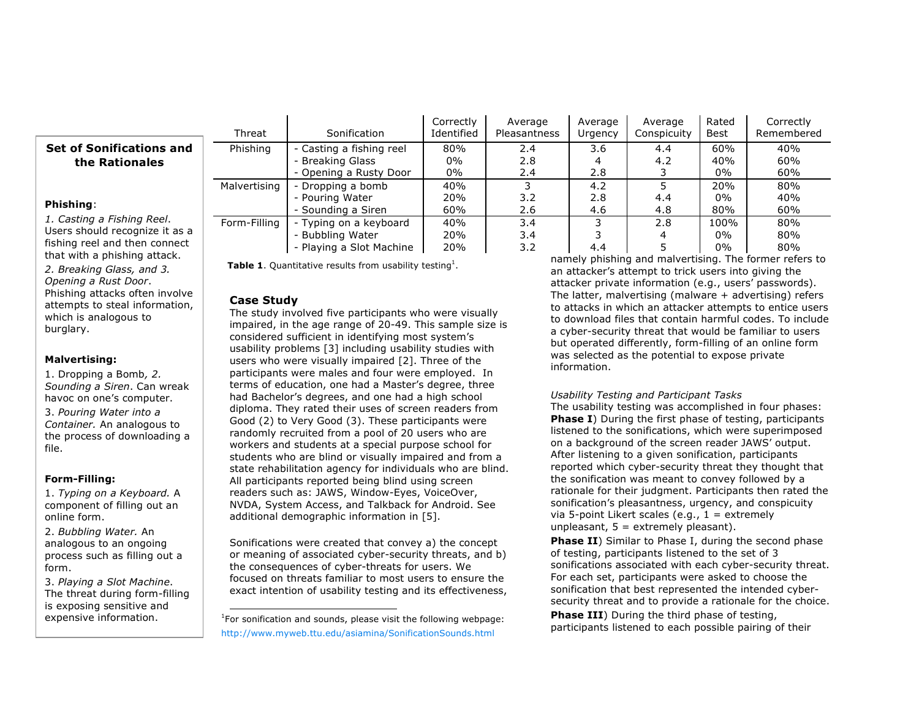| Threat | Sonification | Correctly Identified | Average Pleasantness | Average Urgency | Average Conspicuity | Rated Best | Correctly Remembered |
|---|---|---|---|---|---|---|---|
| Phishing | - Casting a fishing reel | 80% | 2.4 | 3.6 | 4.4 | 60% | 40% |
| | - Breaking Glass | 0% | 2.8 | 4 | 4.2 | 40% | 60% |
| | - Opening a Rusty Door | 0% | 2.4 | 2.8 | 3 | 0% | 60% |
| Malvertising | - Dropping a bomb | 40% | 3 | 4.2 | 5 | 20% | 80% |
| | - Pouring Water | 20% | 3.2 | 2.8 | 4.4 | 0% | 40% |
| | - Sounding a Siren | 60% | 2.6 | 4.6 | 4.8 | 80% | 60% |
| Form-Filling | - Typing on a keyboard | 40% | 3.4 | 3 | 2.8 | 100% | 80% |
| | - Bubbling Water | 20% | 3.4 | 3 | 4 | 0% | 80% |
| | - Playing a Slot Machine | 20% | 3.2 | 4.4 | 5 | 0% | 80% |

**Table 1**. Quantitative results from usability testing[1].

### Set of Sonifications and the Rationales

**Phishing**:

*1. Casting a Fishing Reel*. Users should recognize it as a fishing reel and then connect that with a phishing attack.

*2. Breaking Glass, and 3. Opening a Rust Door*. Phishing attacks often involve attempts to steal information, which is analogous to burglary.

**Malvertising:**

1. Dropping a Bomb*, 2. Sounding a Siren*. Can wreak havoc on one's computer.

3. *Pouring Water into a Container.* An analogous to the process of downloading a file.

**Form-Filling:**

1. *Typing on a Keyboard.* A component of filling out an online form.

2. *Bubbling Water.* An analogous to an ongoing process such as filling out a form.

3. *Playing a Slot Machine*. The threat during form-filling is exposing sensitive and expensive information.

## Case Study

The study involved five participants who were visually impaired, in the age range of 20-49. This sample size is considered sufficient in identifying most system's usability problems [3] including usability studies with users who were visually impaired [2]. Three of the participants were males and four were employed. In terms of education, one had a Master's degree, three had Bachelor's degrees, and one had a high school diploma. They rated their uses of screen readers from Good (2) to Very Good (3). These participants were randomly recruited from a pool of 20 users who are workers and students at a special purpose school for students who are blind or visually impaired and from a state rehabilitation agency for individuals who are blind. All participants reported being blind using screen readers such as: JAWS, Window-Eyes, VoiceOver, NVDA, System Access, and Talkback for Android. See additional demographic information in [5].

Sonifications were created that convey a) the concept or meaning of associated cyber-security threats, and b) the consequences of cyber-threats for users. We focused on threats familiar to most users to ensure the exact intention of usability testing and its effectiveness, namely phishing and malvertising. The former refers to an attacker's attempt to trick users into giving the attacker private information (e.g., users' passwords). The latter, malvertising (malware + advertising) refers to attacks in which an attacker attempts to entice users to download files that contain harmful codes. To include a cyber-security threat that would be familiar to users but operated differently, form-filling of an online form was selected as the potential to expose private information.

*Usability Testing and Participant Tasks*

The usability testing was accomplished in four phases: **Phase I**) During the first phase of testing, participants listened to the sonifications, which were superimposed on a background of the screen reader JAWS' output. After listening to a given sonification, participants reported which cyber-security threat they thought that the sonification was meant to convey followed by a rationale for their judgment. Participants then rated the sonification's pleasantness, urgency, and conspicuity via 5-point Likert scales (e.g., 1 = extremely unpleasant, 5 = extremely pleasant).

**Phase II**) Similar to Phase I, during the second phase of testing, participants listened to the set of 3 sonifications associated with each cyber-security threat. For each set, participants were asked to choose the sonification that best represented the intended cyber-security threat and to provide a rationale for the choice.

**Phase III**) During the third phase of testing, participants listened to each possible pairing of their

[1]For sonification and sounds, please visit the following webpage: http://www.myweb.ttu.edu/asiamina/SonificationSounds.html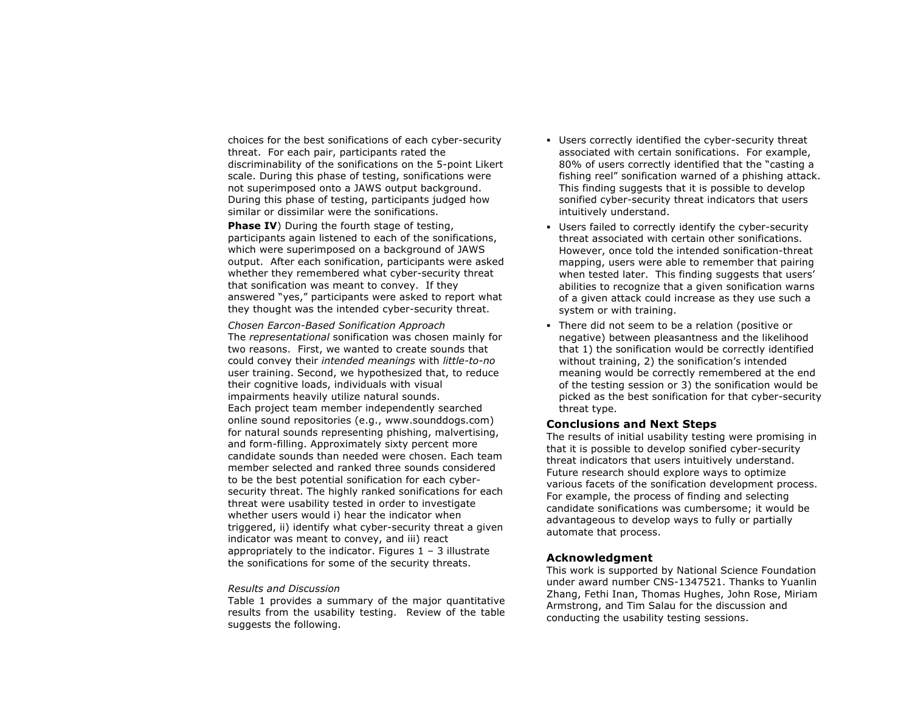choices for the best sonifications of each cyber-security threat. For each pair, participants rated the discriminability of the sonifications on the 5-point Likert scale. During this phase of testing, sonifications were not superimposed onto a JAWS output background. During this phase of testing, participants judged how similar or dissimilar were the sonifications.

**Phase IV**) During the fourth stage of testing, participants again listened to each of the sonifications, which were superimposed on a background of JAWS output. After each sonification, participants were asked whether they remembered what cyber-security threat that sonification was meant to convey. If they answered "yes," participants were asked to report what they thought was the intended cyber-security threat.

*Chosen Earcon-Based Sonification Approach*

The *representational* sonification was chosen mainly for two reasons. First, we wanted to create sounds that could convey their *intended meanings* with *little-to-no* user training. Second, we hypothesized that, to reduce their cognitive loads, individuals with visual impairments heavily utilize natural sounds.

Each project team member independently searched online sound repositories (e.g., www.sounddogs.com) for natural sounds representing phishing, malvertising, and form-filling. Approximately sixty percent more candidate sounds than needed were chosen. Each team member selected and ranked three sounds considered to be the best potential sonification for each cyber-security threat. The highly ranked sonifications for each threat were usability tested in order to investigate whether users would i) hear the indicator when triggered, ii) identify what cyber-security threat a given indicator was meant to convey, and iii) react appropriately to the indicator. Figures 1 – 3 illustrate the sonifications for some of the security threats.

*Results and Discussion*

Table 1 provides a summary of the major quantitative results from the usability testing. Review of the table suggests the following.

- Users correctly identified the cyber-security threat associated with certain sonifications. For example, 80% of users correctly identified that the "casting a fishing reel" sonification warned of a phishing attack. This finding suggests that it is possible to develop sonified cyber-security threat indicators that users intuitively understand.
- Users failed to correctly identify the cyber-security threat associated with certain other sonifications. However, once told the intended sonification-threat mapping, users were able to remember that pairing when tested later. This finding suggests that users' abilities to recognize that a given sonification warns of a given attack could increase as they use such a system or with training.
- There did not seem to be a relation (positive or negative) between pleasantness and the likelihood that 1) the sonification would be correctly identified without training, 2) the sonification's intended meaning would be correctly remembered at the end of the testing session or 3) the sonification would be picked as the best sonification for that cyber-security threat type.

## Conclusions and Next Steps

The results of initial usability testing were promising in that it is possible to develop sonified cyber-security threat indicators that users intuitively understand. Future research should explore ways to optimize various facets of the sonification development process. For example, the process of finding and selecting candidate sonifications was cumbersome; it would be advantageous to develop ways to fully or partially automate that process.

## Acknowledgment

This work is supported by National Science Foundation under award number CNS-1347521. Thanks to Yuanlin Zhang, Fethi Inan, Thomas Hughes, John Rose, Miriam Armstrong, and Tim Salau for the discussion and conducting the usability testing sessions.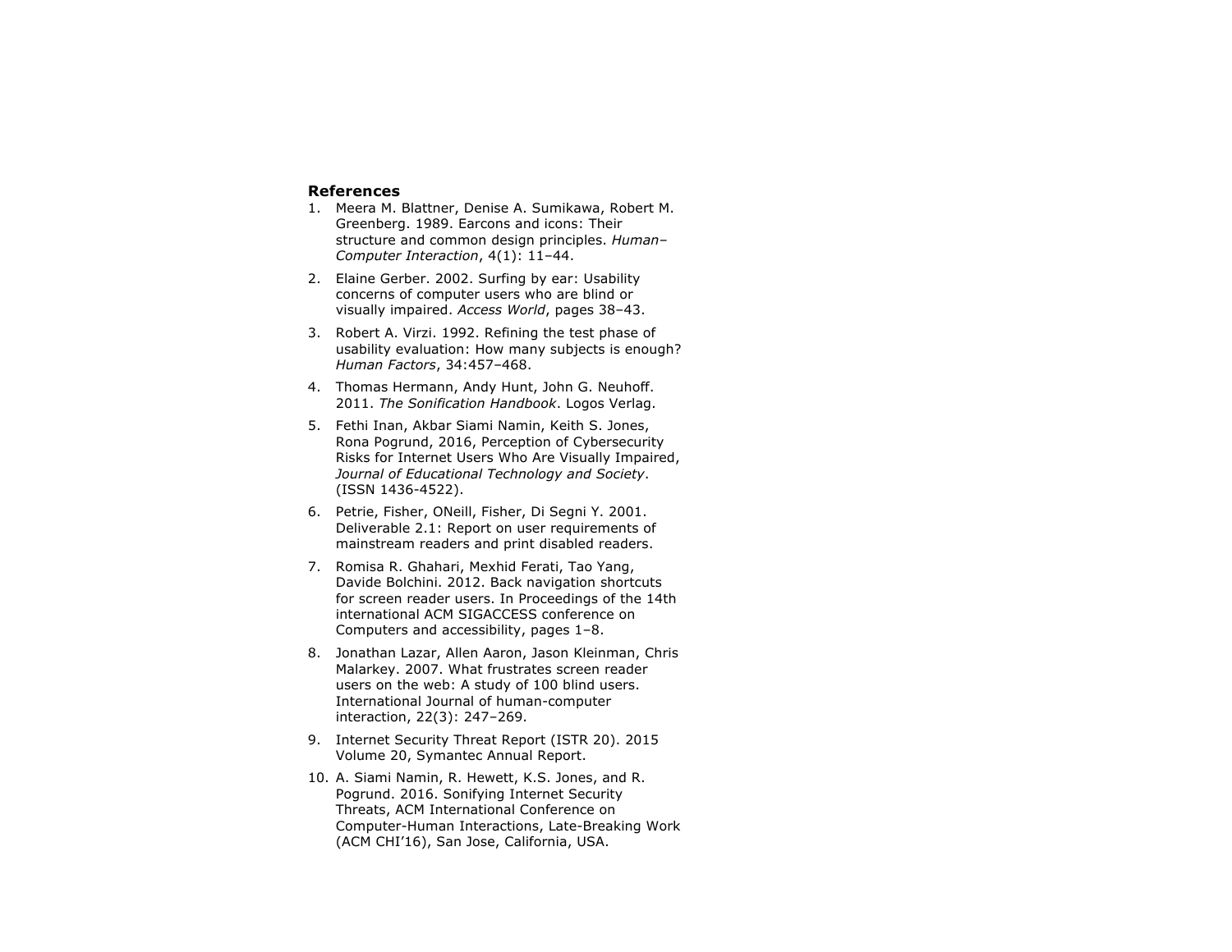## References

1. Meera M. Blattner, Denise A. Sumikawa, Robert M. Greenberg. 1989. Earcons and icons: Their structure and common design principles. *Human–Computer Interaction*, 4(1): 11–44.
2. Elaine Gerber. 2002. Surfing by ear: Usability concerns of computer users who are blind or visually impaired. *Access World*, pages 38–43.
3. Robert A. Virzi. 1992. Refining the test phase of usability evaluation: How many subjects is enough? *Human Factors*, 34:457–468.
4. Thomas Hermann, Andy Hunt, John G. Neuhoff. 2011. *The Sonification Handbook*. Logos Verlag.
5. Fethi Inan, Akbar Siami Namin, Keith S. Jones, Rona Pogrund, 2016, Perception of Cybersecurity Risks for Internet Users Who Are Visually Impaired, *Journal of Educational Technology and Society*. (ISSN 1436-4522).
6. Petrie, Fisher, ONeill, Fisher, Di Segni Y. 2001. Deliverable 2.1: Report on user requirements of mainstream readers and print disabled readers.
7. Romisa R. Ghahari, Mexhid Ferati, Tao Yang, Davide Bolchini. 2012. Back navigation shortcuts for screen reader users. In Proceedings of the 14th international ACM SIGACCESS conference on Computers and accessibility, pages 1–8.
8. Jonathan Lazar, Allen Aaron, Jason Kleinman, Chris Malarkey. 2007. What frustrates screen reader users on the web: A study of 100 blind users. International Journal of human-computer interaction, 22(3): 247–269.
9. Internet Security Threat Report (ISTR 20). 2015 Volume 20, Symantec Annual Report.
10. A. Siami Namin, R. Hewett, K.S. Jones, and R. Pogrund. 2016. Sonifying Internet Security Threats, ACM International Conference on Computer-Human Interactions, Late-Breaking Work (ACM CHI'16), San Jose, California, USA.